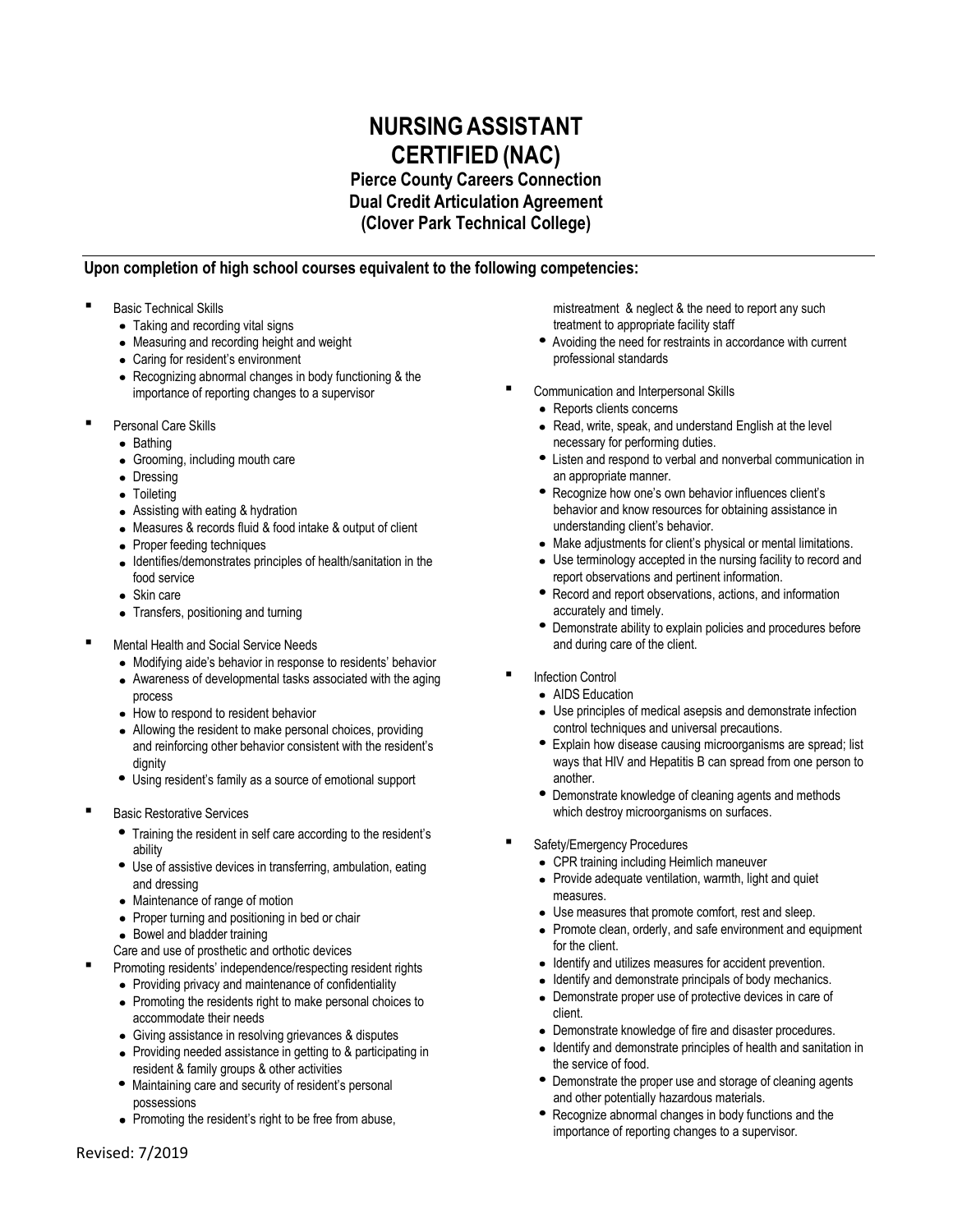# NURSING ASSISTANT CERTIFIED (NAC)

## Pierce County Careers Connection
## Dual Credit Articulation Agreement
## (Clover Park Technical College)

**Upon completion of high school courses equivalent to the following competencies:**

- Basic Technical Skills
  - Taking and recording vital signs
  - Measuring and recording height and weight
  - Caring for resident's environment
  - Recognizing abnormal changes in body functioning & the importance of reporting changes to a supervisor
- Personal Care Skills
  - Bathing
  - Grooming, including mouth care
  - Dressing
  - Toileting
  - Assisting with eating & hydration
  - Measures & records fluid & food intake & output of client
  - Proper feeding techniques
  - Identifies/demonstrates principles of health/sanitation in the food service
  - Skin care
  - Transfers, positioning and turning
- Mental Health and Social Service Needs
  - Modifying aide's behavior in response to residents' behavior
  - Awareness of developmental tasks associated with the aging process
  - How to respond to resident behavior
  - Allowing the resident to make personal choices, providing and reinforcing other behavior consistent with the resident's dignity
  - Using resident's family as a source of emotional support
- Basic Restorative Services
  - Training the resident in self care according to the resident's ability
  - Use of assistive devices in transferring, ambulation, eating and dressing
  - Maintenance of range of motion
  - Proper turning and positioning in bed or chair
  - Bowel and bladder training
  - Care and use of prosthetic and orthotic devices
- Promoting residents' independence/respecting resident rights
  - Providing privacy and maintenance of confidentiality
  - Promoting the residents right to make personal choices to accommodate their needs
  - Giving assistance in resolving grievances & disputes
  - Providing needed assistance in getting to & participating in resident & family groups & other activities
  - Maintaining care and security of resident's personal possessions
  - Promoting the resident's right to be free from abuse, mistreatment & neglect & the need to report any such treatment to appropriate facility staff
  - Avoiding the need for restraints in accordance with current professional standards
- Communication and Interpersonal Skills
  - Reports clients concerns
  - Read, write, speak, and understand English at the level necessary for performing duties.
  - Listen and respond to verbal and nonverbal communication in an appropriate manner.
  - Recognize how one's own behavior influences client's behavior and know resources for obtaining assistance in understanding client's behavior.
  - Make adjustments for client's physical or mental limitations.
  - Use terminology accepted in the nursing facility to record and report observations and pertinent information.
  - Record and report observations, actions, and information accurately and timely.
  - Demonstrate ability to explain policies and procedures before and during care of the client.
- Infection Control
  - AIDS Education
  - Use principles of medical asepsis and demonstrate infection control techniques and universal precautions.
  - Explain how disease causing microorganisms are spread; list ways that HIV and Hepatitis B can spread from one person to another.
  - Demonstrate knowledge of cleaning agents and methods which destroy microorganisms on surfaces.
- Safety/Emergency Procedures
  - CPR training including Heimlich maneuver
  - Provide adequate ventilation, warmth, light and quiet measures.
  - Use measures that promote comfort, rest and sleep.
  - Promote clean, orderly, and safe environment and equipment for the client.
  - Identify and utilizes measures for accident prevention.
  - Identify and demonstrate principals of body mechanics.
  - Demonstrate proper use of protective devices in care of client.
  - Demonstrate knowledge of fire and disaster procedures.
  - Identify and demonstrate principles of health and sanitation in the service of food.
  - Demonstrate the proper use and storage of cleaning agents and other potentially hazardous materials.
  - Recognize abnormal changes in body functions and the importance of reporting changes to a supervisor.

Revised: 7/2019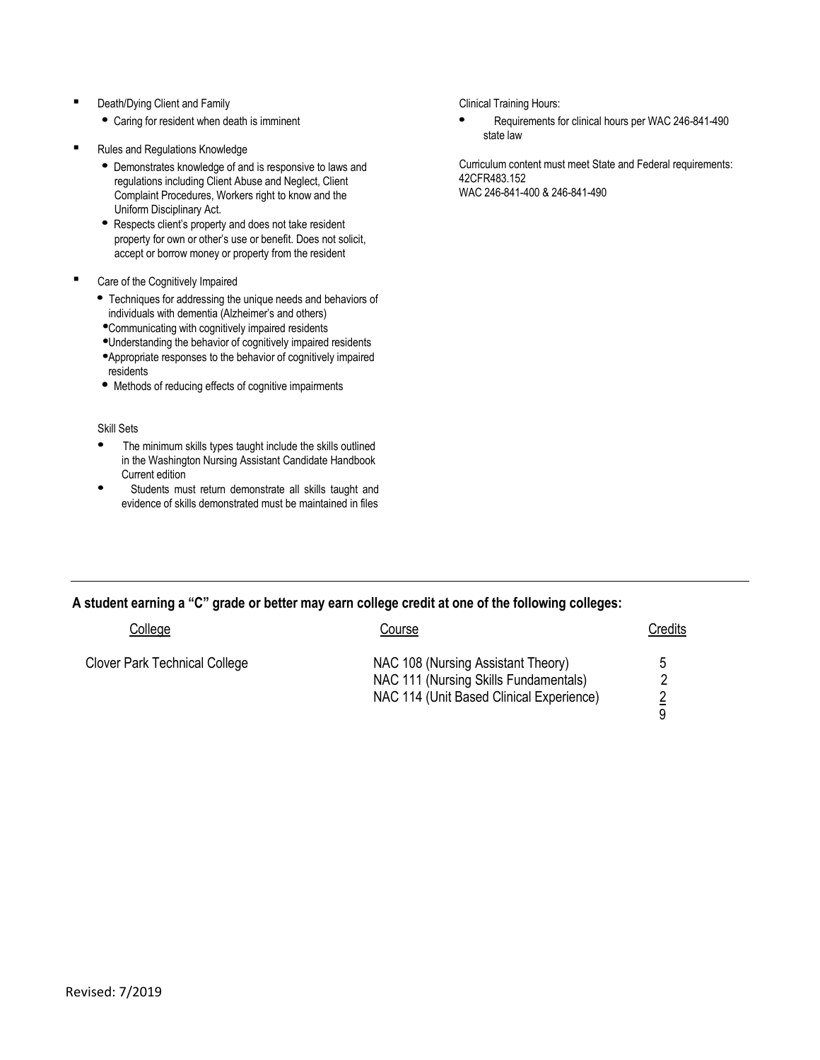- Death/Dying Client and Family
  - Caring for resident when death is imminent
- Rules and Regulations Knowledge
  - Demonstrates knowledge of and is responsive to laws and regulations including Client Abuse and Neglect, Client Complaint Procedures, Workers right to know and the Uniform Disciplinary Act.
  - Respects client's property and does not take resident property for own or other's use or benefit. Does not solicit, accept or borrow money or property from the resident
- Care of the Cognitively Impaired
  - Techniques for addressing the unique needs and behaviors of individuals with dementia (Alzheimer's and others)
  - Communicating with cognitively impaired residents
  - Understanding the behavior of cognitively impaired residents
  - Appropriate responses to the behavior of cognitively impaired residents
  - Methods of reducing effects of cognitive impairments

Skill Sets

- The minimum skills types taught include the skills outlined in the Washington Nursing Assistant Candidate Handbook Current edition
- Students must return demonstrate all skills taught and evidence of skills demonstrated must be maintained in files

Clinical Training Hours:

- Requirements for clinical hours per WAC 246-841-490 state law

Curriculum content must meet State and Federal requirements:
42CFR483.152
WAC 246-841-400 & 246-841-490

---

**A student earning a "C" grade or better may earn college credit at one of the following colleges:**

| College | Course | Credits |
|---|---|---|
| Clover Park Technical College | NAC 108 (Nursing Assistant Theory) | 5 |
| | NAC 111 (Nursing Skills Fundamentals) | 2 |
| | NAC 114 (Unit Based Clinical Experience) | 2 |
| | | 9 |

Revised: 7/2019